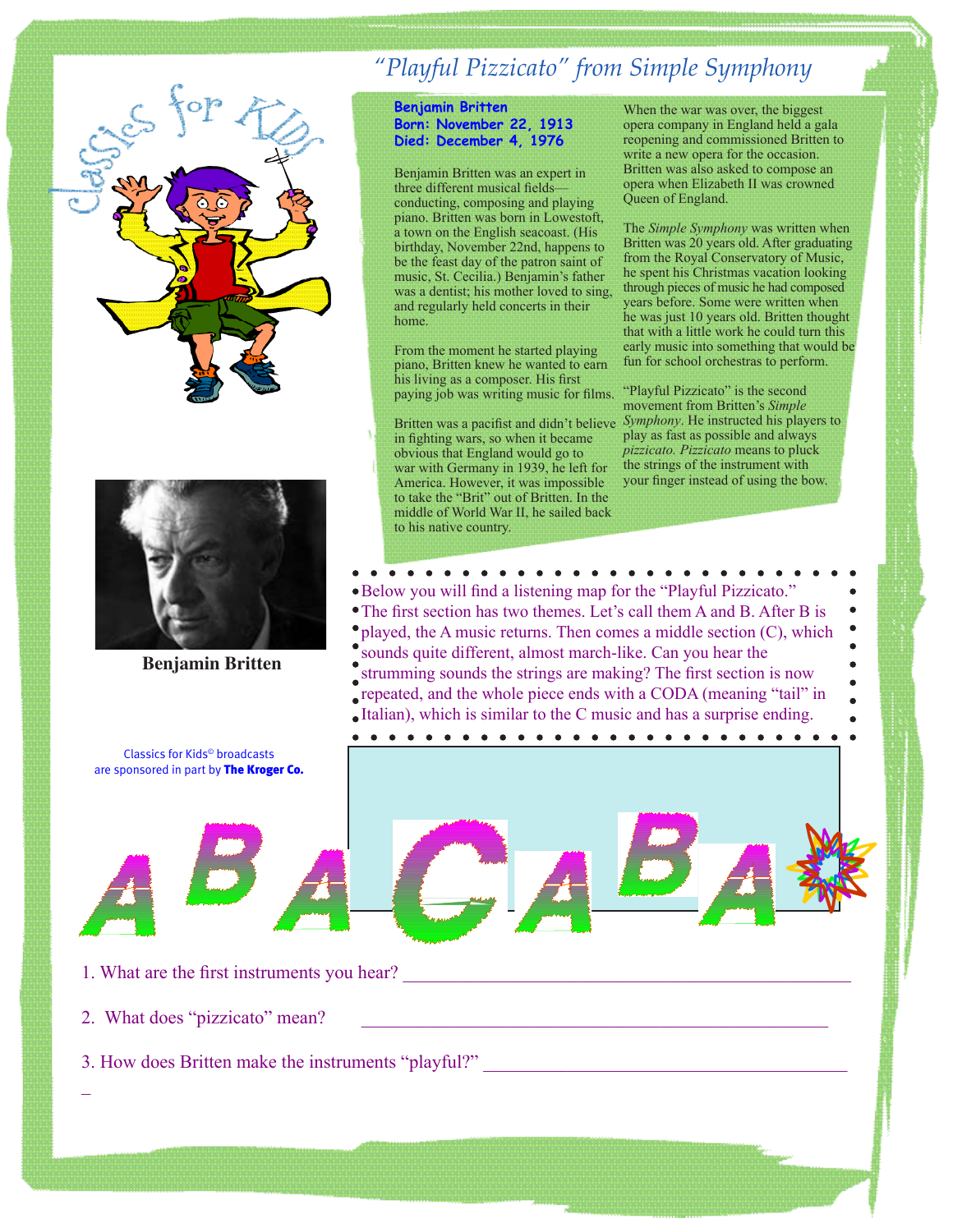# "Playful Pizzicato" from Simple Symphony

Classics for Kids

**Benjamin Britten**
**Born: November 22, 1913**
**Died: December 4, 1976**

Benjamin Britten was an expert in three different musical fields—conducting, composing and playing piano. Britten was born in Lowestoft, a town on the English seacoast. (His birthday, November 22nd, happens to be the feast day of the patron saint of music, St. Cecilia.) Benjamin's father was a dentist; his mother loved to sing, and regularly held concerts in their home.

From the moment he started playing piano, Britten knew he wanted to earn his living as a composer. His first paying job was writing music for films.

Britten was a pacifist and didn't believe in fighting wars, so when it became obvious that England would go to war with Germany in 1939, he left for America. However, it was impossible to take the "Brit" out of Britten. In the middle of World War II, he sailed back to his native country.

When the war was over, the biggest opera company in England held a gala reopening and commissioned Britten to write a new opera for the occasion. Britten was also asked to compose an opera when Elizabeth II was crowned Queen of England.

The *Simple Symphony* was written when Britten was 20 years old. After graduating from the Royal Conservatory of Music, he spent his Christmas vacation looking through pieces of music he had composed years before. Some were written when he was just 10 years old. Britten thought that with a little work he could turn this early music into something that would be fun for school orchestras to perform.

"Playful Pizzicato" is the second movement from Britten's *Simple Symphony*. He instructed his players to play as fast as possible and always *pizzicato. Pizzicato* means to pluck the strings of the instrument with your finger instead of using the bow.

Benjamin Britten

Below you will find a listening map for the "Playful Pizzicato." The first section has two themes. Let's call them A and B. After B is played, the A music returns. Then comes a middle section (C), which sounds quite different, almost march-like. Can you hear the strumming sounds the strings are making? The first section is now repeated, and the whole piece ends with a CODA (meaning "tail" in Italian), which is similar to the C music and has a surprise ending.

Classics for Kids© broadcasts are sponsored in part by **The Kroger Co.**

A B A C A B A

1. What are the first instruments you hear? ______________________________

2. What does "pizzicato" mean? ______________________________

3. How does Britten make the instruments "playful?" ______________________________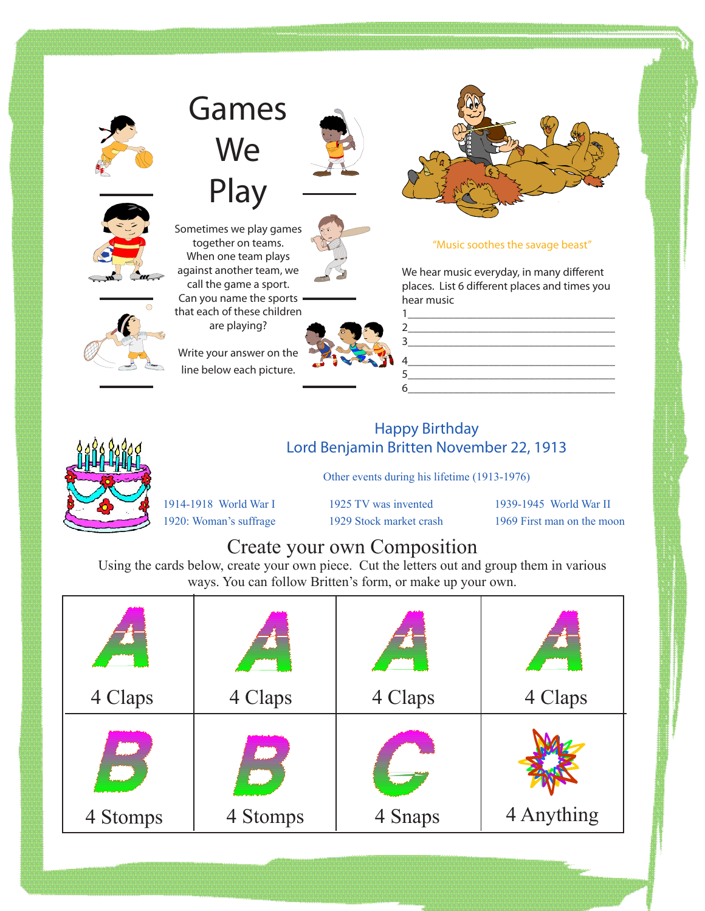# Games We Play

Sometimes we play games together on teams. When one team plays against another team, we call the game a sport. Can you name the sports that each of these children are playing?

Write your answer on the line below each picture.

"Music soothes the savage beast"

We hear music everyday, in many different places. List 6 different places and times you hear music

1\_\_\_\_\_\_\_\_\_\_\_\_\_\_\_\_\_\_\_\_\_\_\_\_\_\_\_\_\_\_\_\_\_\_\_\_\_\_

2\_\_\_\_\_\_\_\_\_\_\_\_\_\_\_\_\_\_\_\_\_\_\_\_\_\_\_\_\_\_\_\_\_\_\_\_\_\_

3\_\_\_\_\_\_\_\_\_\_\_\_\_\_\_\_\_\_\_\_\_\_\_\_\_\_\_\_\_\_\_\_\_\_\_\_\_\_

4\_\_\_\_\_\_\_\_\_\_\_\_\_\_\_\_\_\_\_\_\_\_\_\_\_\_\_\_\_\_\_\_\_\_\_\_\_\_

5\_\_\_\_\_\_\_\_\_\_\_\_\_\_\_\_\_\_\_\_\_\_\_\_\_\_\_\_\_\_\_\_\_\_\_\_\_\_

6\_\_\_\_\_\_\_\_\_\_\_\_\_\_\_\_\_\_\_\_\_\_\_\_\_\_\_\_\_\_\_\_\_\_\_\_\_\_

## Happy Birthday
## Lord Benjamin Britten November 22, 1913

Other events during his lifetime (1913-1976)

1914-1918 World War I

1920: Woman's suffrage

1925 TV was invented

1929 Stock market crash

1939-1945 World War II

1969 First man on the moon

## Create your own Composition

Using the cards below, create your own piece. Cut the letters out and group them in various ways. You can follow Britten's form, or make up your own.

| | | | |
|---|---|---|---|
| A<br>4 Claps | A<br>4 Claps | A<br>4 Claps | A<br>4 Claps |
| B<br>4 Stomps | B<br>4 Stomps | C<br>4 Snaps | 4 Anything |